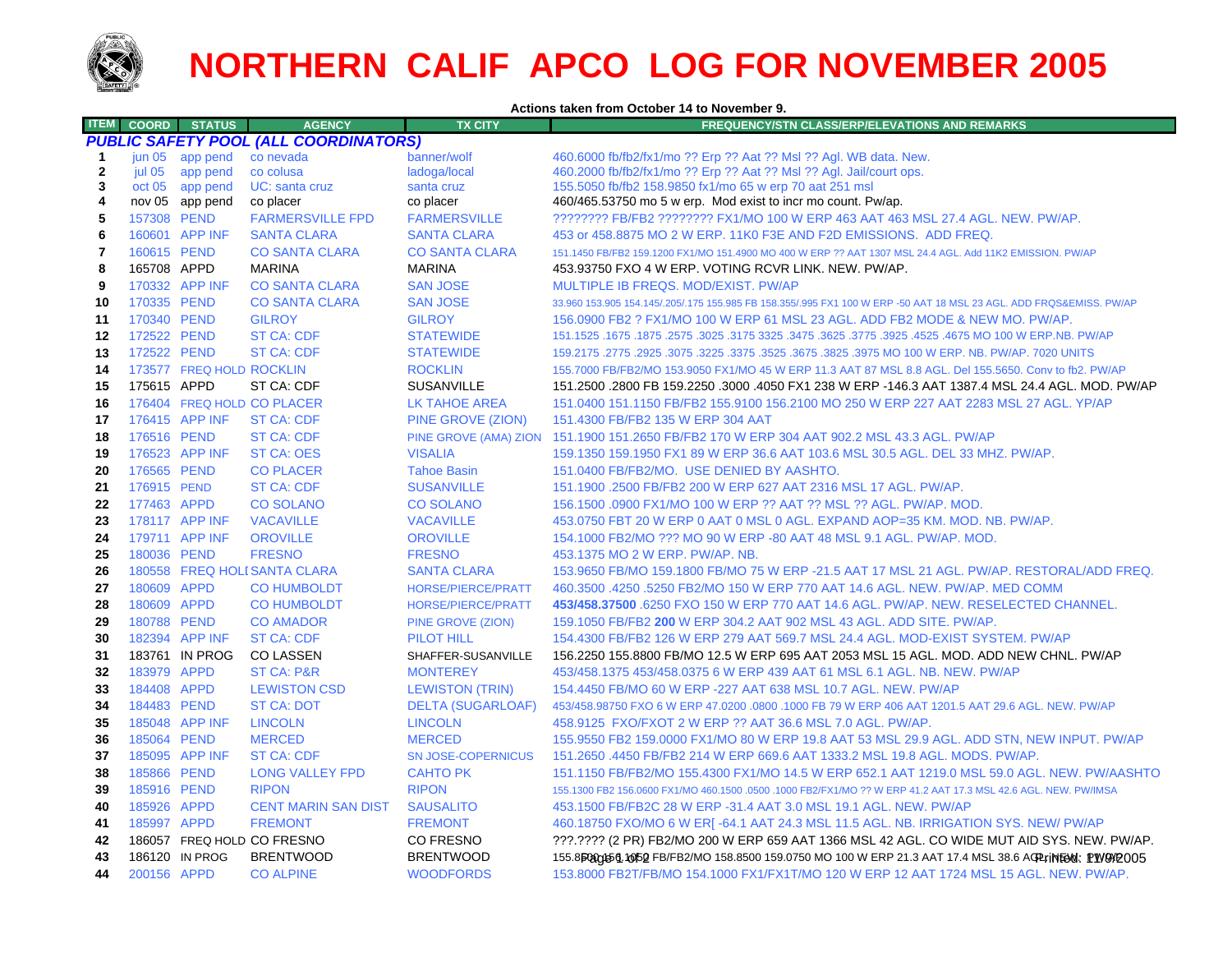# NORTHERN CALIF APCO LOG FOR NOVEMBER 2005

**Actions taken from October 14 to November 9.**

| ITEM | COORD | STATUS | AGENCY | TX CITY | FREQUENCY/STN CLASS/ERP/ELEVATIONS AND REMARKS |
|---|---|---|---|---|---|
| ***PUBLIC SAFETY POOL (ALL COORDINATORS)*** | | | | | |
| 1 | jun 05 | app pend | co nevada | banner/wolf | 460.6000 fb/fb2/fx1/mo ?? Erp ?? Aat ?? Msl ?? Agl. WB data. New. |
| 2 | jul 05 | app pend | co colusa | ladoga/local | 460.2000 fb/fb2/fx1/mo ?? Erp ?? Aat ?? Msl ?? Agl. Jail/court ops. |
| 3 | oct 05 | app pend | UC: santa cruz | santa cruz | 155.5050 fb/fb2 158.9850 fx1/mo 65 w erp 70 aat 251 msl |
| 4 | nov 05 | app pend | co placer | co placer | 460/465.53750 mo 5 w erp. Mod exist to incr mo count. Pw/ap. |
| 5 | 157308 | PEND | FARMERSVILLE FPD | FARMERSVILLE | ???????? FB/FB2 ???????? FX1/MO 100 W ERP 463 AAT 463 MSL 27.4 AGL. NEW. PW/AP. |
| 6 | 160601 | APP INF | SANTA CLARA | SANTA CLARA | 453 or 458.8875 MO 2 W ERP. 11K0 F3E AND F2D EMISSIONS. ADD FREQ. |
| 7 | 160615 | PEND | CO SANTA CLARA | CO SANTA CLARA | 151.1450 FB/FB2 159.1200 FX1/MO 151.4900 MO 400 W ERP ?? AAT 1307 MSL 24.4 AGL. Add 11K2 EMISSION. PW/AP |
| 8 | 165708 | APPD | MARINA | MARINA | 453.93750 FXO 4 W ERP. VOTING RCVR LINK. NEW. PW/AP. |
| 9 | 170332 | APP INF | CO SANTA CLARA | SAN JOSE | MULTIPLE IB FREQS. MOD/EXIST. PW/AP |
| 10 | 170335 | PEND | CO SANTA CLARA | SAN JOSE | 33.960 153.905 154.145/.205/.175 155.985 FB 158.355/.995 FX1 100 W ERP -50 AAT 18 MSL 23 AGL. ADD FRQS&EMISS. PW/AP |
| 11 | 170340 | PEND | GILROY | GILROY | 156.0900 FB2 ? FX1/MO 100 W ERP 61 MSL 23 AGL. ADD FB2 MODE & NEW MO. PW/AP. |
| 12 | 172522 | PEND | ST CA: CDF | STATEWIDE | 151.1525 .1675 .1875 .2575 .3025 .3175 3325 .3475 .3625 .3775 .3925 .4525 .4675 MO 100 W ERP.NB. PW/AP |
| 13 | 172522 | PEND | ST CA: CDF | STATEWIDE | 159.2175 .2775 .2925 .3075 .3225 .3375 .3525 .3675 .3825 .3975 MO 100 W ERP. NB. PW/AP. 7020 UNITS |
| 14 | 173577 | FREQ HOLD | ROCKLIN | ROCKLIN | 155.7000 FB/FB2/MO 153.9050 FX1/MO 45 W ERP 11.3 AAT 87 MSL 8.8 AGL. Del 155.5650. Conv to fb2. PW/AP |
| 15 | 175615 | APPD | ST CA: CDF | SUSANVILLE | 151.2500 .2800 FB 159.2250 .3000 .4050 FX1 238 W ERP -146.3 AAT 1387.4 MSL 24.4 AGL. MOD. PW/AP |
| 16 | 176404 | FREQ HOLD | CO PLACER | LK TAHOE AREA | 151.0400 151.1150 FB/FB2 155.9100 156.2100 MO 250 W ERP 227 AAT 2283 MSL 27 AGL. YP/AP |
| 17 | 176415 | APP INF | ST CA: CDF | PINE GROVE (ZION) | 151.4300 FB/FB2 135 W ERP 304 AAT |
| 18 | 176516 | PEND | ST CA: CDF | PINE GROVE (AMA) ZION | 151.1900 151.2650 FB/FB2 170 W ERP 304 AAT 902.2 MSL 43.3 AGL. PW/AP |
| 19 | 176523 | APP INF | ST CA: OES | VISALIA | 159.1350 159.1950 FX1 89 W ERP 36.6 AAT 103.6 MSL 30.5 AGL. DEL 33 MHZ. PW/AP. |
| 20 | 176565 | PEND | CO PLACER | Tahoe Basin | 151.0400 FB/FB2/MO. USE DENIED BY AASHTO. |
| 21 | 176915 | PEND | ST CA: CDF | SUSANVILLE | 151.1900 .2500 FB/FB2 200 W ERP 627 AAT 2316 MSL 17 AGL. PW/AP. |
| 22 | 177463 | APPD | CO SOLANO | CO SOLANO | 156.1500 .0900 FX1/MO 100 W ERP ?? AAT ?? MSL ?? AGL. PW/AP. MOD. |
| 23 | 178117 | APP INF | VACAVILLE | VACAVILLE | 453.0750 FBT 20 W ERP 0 AAT 0 MSL 0 AGL. EXPAND AOP=35 KM. MOD. NB. PW/AP. |
| 24 | 179711 | APP INF | OROVILLE | OROVILLE | 154.1000 FB2/MO ??? MO 90 W ERP -80 AAT 48 MSL 9.1 AGL. PW/AP. MOD. |
| 25 | 180036 | PEND | FRESNO | FRESNO | 453.1375 MO 2 W ERP. PW/AP. NB. |
| 26 | 180558 | FREQ HOLD | SANTA CLARA | SANTA CLARA | 153.9650 FB/MO 159.1800 FB/MO 75 W ERP -21.5 AAT 17 MSL 21 AGL. PW/AP. RESTORAL/ADD FREQ. |
| 27 | 180609 | APPD | CO HUMBOLDT | HORSE/PIERCE/PRATT | 460.3500 .4250 .5250 FB2/MO 150 W ERP 770 AAT 14.6 AGL. NEW. PW/AP. MED COMM |
| 28 | 180609 | APPD | CO HUMBOLDT | HORSE/PIERCE/PRATT | **453/458.37500** .6250 FXO 150 W ERP 770 AAT 14.6 AGL. PW/AP. NEW. RESELECTED CHANNEL. |
| 29 | 180788 | PEND | CO AMADOR | PINE GROVE (ZION) | 159.1050 FB/FB2 **200** W ERP 304.2 AAT 902 MSL 43 AGL. ADD SITE. PW/AP. |
| 30 | 182394 | APP INF | ST CA: CDF | PILOT HILL | 154.4300 FB/FB2 126 W ERP 279 AAT 569.7 MSL 24.4 AGL. MOD-EXIST SYSTEM. PW/AP |
| 31 | 183761 | IN PROG | CO LASSEN | SHAFFER-SUSANVILLE | 156.2250 155.8800 FB/MO 12.5 W ERP 695 AAT 2053 MSL 15 AGL. MOD. ADD NEW CHNL. PW/AP |
| 32 | 183979 | APPD | ST CA: P&R | MONTEREY | 453/458.1375 453/458.0375 6 W ERP 439 AAT 61 MSL 6.1 AGL. NB. NEW. PW/AP |
| 33 | 184408 | APPD | LEWISTON CSD | LEWISTON (TRIN) | 154.4450 FB/MO 60 W ERP -227 AAT 638 MSL 10.7 AGL. NEW. PW/AP |
| 34 | 184483 | PEND | ST CA: DOT | DELTA (SUGARLOAF) | 453/458.98750 FXO 6 W ERP 47.0200 .0800 .1000 FB 79 W ERP 406 AAT 1201.5 AAT 29.6 AGL. NEW. PW/AP |
| 35 | 185048 | APP INF | LINCOLN | LINCOLN | 458.9125 FXO/FXOT 2 W ERP ?? AAT 36.6 MSL 7.0 AGL. PW/AP. |
| 36 | 185064 | PEND | MERCED | MERCED | 155.9550 FB2 159.0000 FX1/MO 80 W ERP 19.8 AAT 53 MSL 29.9 AGL. ADD STN, NEW INPUT. PW/AP |
| 37 | 185095 | APP INF | ST CA: CDF | SN JOSE-COPERNICUS | 151.2650 .4450 FB/FB2 214 W ERP 669.6 AAT 1333.2 MSL 19.8 AGL. MODS. PW/AP. |
| 38 | 185866 | PEND | LONG VALLEY FPD | CAHTO PK | 151.1150 FB/FB2/MO 155.4300 FX1/MO 14.5 W ERP 652.1 AAT 1219.0 MSL 59.0 AGL. NEW. PW/AASHTO |
| 39 | 185916 | PEND | RIPON | RIPON | 155.1300 FB2 156.0600 FX1/MO 460.1500 .0500 .1000 FB2/FX1/MO ?? W ERP 41.2 AAT 17.3 MSL 42.6 AGL. NEW. PW/IMSA |
| 40 | 185926 | APPD | CENT MARIN SAN DIST | SAUSALITO | 453.1500 FB/FB2C 28 W ERP -31.4 AAT 3.0 MSL 19.1 AGL. NEW. PW/AP |
| 41 | 185997 | APPD | FREMONT | FREMONT | 460.18750 FXO/MO 6 W ER[ -64.1 AAT 24.3 MSL 11.5 AGL. NB. IRRIGATION SYS. NEW/ PW/AP |
| 42 | 186057 | FREQ HOLD | CO FRESNO | CO FRESNO | ???.???? (2 PR) FB2/MO 200 W ERP 659 AAT 1366 MSL 42 AGL. CO WIDE MUT AID SYS. NEW. PW/AP. |
| 43 | 186120 | IN PROG | BRENTWOOD | BRENTWOOD | 155.8?00 156.1050 FB/FB2/MO 158.8500 159.0750 MO 100 W ERP 21.3 AAT 17.4 MSL 38.6 AGL. NEW. PW/AP |
| 44 | 200156 | APPD | CO ALPINE | WOODFORDS | 153.8000 FB2T/FB/MO 154.1000 FX1/FX1T/MO 120 W ERP 12 AAT 1724 MSL 15 AGL. NEW. PW/AP. |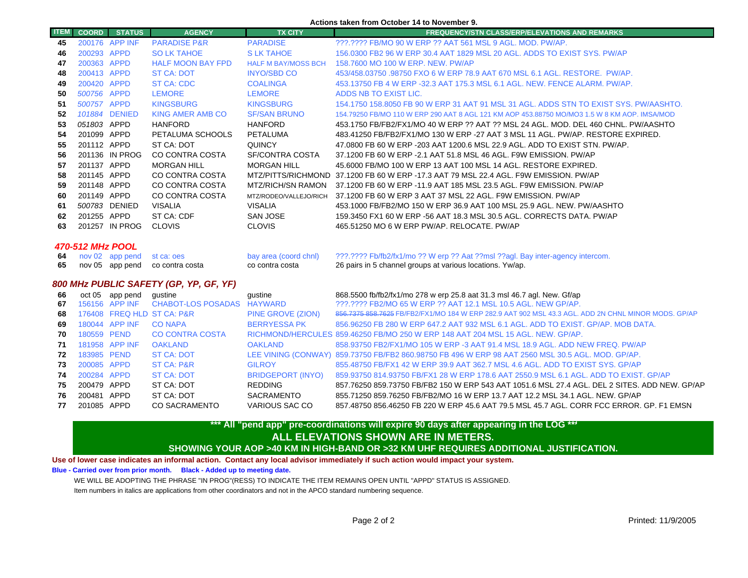Actions taken from October 14 to November 9.

| ITEM | COORD | STATUS | AGENCY | TX CITY | FREQUENCY/STN CLASS/ERP/ELEVATIONS AND REMARKS |
|---|---|---|---|---|---|
| 45 | 200176 | APP INF | PARADISE P&R | PARADISE | ???.???? FB/MO 90 W ERP ?? AAT 561 MSL 9 AGL. MOD. PW/AP. |
| 46 | 200293 | APPD | SO LK TAHOE | S LK TAHOE | 156.0300 FB2 96 W ERP 30.4 AAT 1829 MSL 20 AGL. ADDS TO EXIST SYS. PW/AP |
| 47 | 200363 | APPD | HALF MOON BAY FPD | HALF M BAY/MOSS BCH | 158.7600 MO 100 W ERP. NEW. PW/AP |
| 48 | 200413 | APPD | ST CA: DOT | INYO/SBD CO | 453/458.03750 .98750 FXO 6 W ERP 78.9 AAT 670 MSL 6.1 AGL. RESTORE. PW/AP. |
| 49 | 200420 | APPD | ST CA: CDC | COALINGA | 453.13750 FB 4 W ERP -32.3 AAT 175.3 MSL 6.1 AGL. NEW. FENCE ALARM. PW/AP. |
| 50 | *500756* | APPD | LEMORE | LEMORE | ADDS NB TO EXIST LIC. |
| 51 | *500757* | APPD | KINGSBURG | KINGSBURG | 154.1750 158.8050 FB 90 W ERP 31 AAT 91 MSL 31 AGL. ADDS STN TO EXIST SYS. PW/AASHTO. |
| 52 | *101884* | DENIED | KING AMER AMB CO | SF/SAN BRUNO | 154.79250 FB/MO 110 W ERP 290 AAT 8 AGL 121 KM AOP 453.88750 MO/MO3 1.5 W 8 KM AOP. IMSA/MOD |
| 53 | *051803* | APPD | HANFORD | HANFORD | 453.1750 FB/FB2/FX1/MO 40 W ERP ?? AAT ?? MSL 24 AGL. MOD. DEL 460 CHNL. PW/AASHTO |
| 54 | 201099 | APPD | PETALUMA SCHOOLS | PETALUMA | 483.41250 FB/FB2/FX1/MO 130 W ERP -27 AAT 3 MSL 11 AGL. PW/AP. RESTORE EXPIRED. |
| 55 | 201112 | APPD | ST CA: DOT | QUINCY | 47.0800 FB 60 W ERP -203 AAT 1200.6 MSL 22.9 AGL. ADD TO EXIST STN. PW/AP. |
| 56 | 201136 | IN PROG | CO CONTRA COSTA | SF/CONTRA COSTA | 37.1200 FB 60 W ERP -2.1 AAT 51.8 MSL 46 AGL. F9W EMISSION. PW/AP |
| 57 | 201137 | APPD | MORGAN HILL | MORGAN HILL | 45.6000 FB/MO 100 W ERP 13 AAT 100 MSL 14 AGL. RESTORE EXPIRED. |
| 58 | 201145 | APPD | CO CONTRA COSTA | MTZ/PITTS/RICHMOND | 37.1200 FB 60 W ERP -17.3 AAT 79 MSL 22.4 AGL. F9W EMISSION. PW/AP |
| 59 | 201148 | APPD | CO CONTRA COSTA | MTZ/RICH/SN RAMON | 37.1200 FB 60 W ERP -11.9 AAT 185 MSL 23.5 AGL. F9W EMISSION. PW/AP |
| 60 | 201149 | APPD | CO CONTRA COSTA | MTZ/RODEO/VALLEJO/RICH | 37.1200 FB 60 W ERP 3 AAT 37 MSL 22 AGL. F9W EMISSION. PW/AP |
| 61 | *500783* | DENIED | VISALIA | VISALIA | 453.1000 FB/FB2/MO 150 W ERP 36.9 AAT 100 MSL 25.9 AGL. NEW. PW/AASHTO |
| 62 | 201255 | APPD | ST CA: CDF | SAN JOSE | 159.3450 FX1 60 W ERP -56 AAT 18.3 MSL 30.5 AGL. CORRECTS DATA. PW/AP |
| 63 | 201257 | IN PROG | CLOVIS | CLOVIS | 465.51250 MO 6 W ERP PW/AP. RELOCATE. PW/AP |
| | ***470-512 MHz POOL*** | | | | |
| 64 | nov 02 | app pend | st ca: oes | bay area (coord chnl) | ???.???? Fb/fb2/fx1/mo ?? W erp ?? Aat ??msl ??agl. Bay inter-agency intercom. |
| 65 | nov 05 | app pend | co contra costa | co contra costa | 26 pairs in 5 channel groups at various locations. Yw/ap. |
| | ***800 MHz PUBLIC SAFETY (GP, YP, GF, YF)*** | | | | |
| 66 | oct 05 | app pend | gustine | gustine | 868.5500 fb/fb2/fx1/mo 278 w erp 25.8 aat 31.3 msl 46.7 agl. New. Gf/ap |
| 67 | 156156 | APP INF | CHABOT-LOS POSADAS | HAYWARD | ???.???? FB2/MO 65 W ERP ?? AAT 12.1 MSL 10.5 AGL. NEW GP/AP. |
| 68 | 176408 | FREQ HLD | ST CA: P&R | PINE GROVE (ZION) | ~~856.7375 858.7625~~ FB/FB2/FX1/MO 184 W ERP 282.9 AAT 902 MSL 43.3 AGL. ADD 2N CHNL MINOR MODS. GP/AP |
| 69 | 180044 | APP INF | CO NAPA | BERRYESSA PK | 856.96250 FB 280 W ERP 647.2 AAT 932 MSL 6.1 AGL. ADD TO EXIST. GP/AP. MOB DATA. |
| 70 | 180559 | PEND | CO CONTRA COSTA | RICHMOND/HERCULES | 859.46250 FB/MO 250 W ERP 148 AAT 204 MSL 15 AGL. NEW. GP/AP. |
| 71 | 181958 | APP INF | OAKLAND | OAKLAND | 858.93750 FB2/FX1/MO 105 W ERP -3 AAT 91.4 MSL 18.9 AGL. ADD NEW FREQ. PW/AP |
| 72 | 183985 | PEND | ST CA: DOT | LEE VINING (CONWAY) | 859.73750 FB/FB2 860.98750 FB 496 W ERP 98 AAT 2560 MSL 30.5 AGL. MOD. GP/AP. |
| 73 | 200085 | APPD | ST CA: P&R | GILROY | 855.48750 FB/FX1 42 W ERP 39.9 AAT 362.7 MSL 4.6 AGL. ADD TO EXIST SYS. GP/AP |
| 74 | 200284 | APPD | ST CA: DOT | BRIDGEPORT (INYO) | 859.93750 814.93750 FB/FX1 28 W ERP 178.6 AAT 2550.9 MSL 6.1 AGL. ADD TO EXIST. GP/AP |
| 75 | 200479 | APPD | ST CA: DOT | REDDING | 857.76250 859.73750 FB/FB2 150 W ERP 543 AAT 1051.6 MSL 27.4 AGL. DEL 2 SITES. ADD NEW. GP/AP |
| 76 | 200481 | APPD | ST CA: DOT | SACRAMENTO | 855.71250 859.76250 FB/FB2/MO 16 W ERP 13.7 AAT 12.2 MSL 34.1 AGL. NEW. GP/AP |
| 77 | 201085 | APPD | CO SACRAMENTO | VARIOUS SAC CO | 857.48750 856.46250 FB 220 W ERP 45.6 AAT 79.5 MSL 45.7 AGL. CORR FCC ERROR. GP. F1 EMSN |

**\*\*\* All "pend app" pre-coordinations will expire 90 days after appearing in the LOG \*\*\***

**ALL ELEVATIONS SHOWN ARE IN METERS.**

**SHOWING YOUR AOP >40 KM IN HIGH-BAND OR >32 KM UHF REQUIRES ADDITIONAL JUSTIFICATION.**

**Use of lower case indicates an informal action. Contact any local advisor immediately if such action would impact your system.**

**Blue - Carried over from prior month. Black - Added up to meeting date.**

WE WILL BE ADOPTING THE PHRASE "IN PROG"(RESS) TO INDICATE THE ITEM REMAINS OPEN UNTIL "APPD" STATUS IS ASSIGNED.

Item numbers in italics are applications from other coordinators and not in the APCO standard numbering sequence.

Printed: 11/9/2005